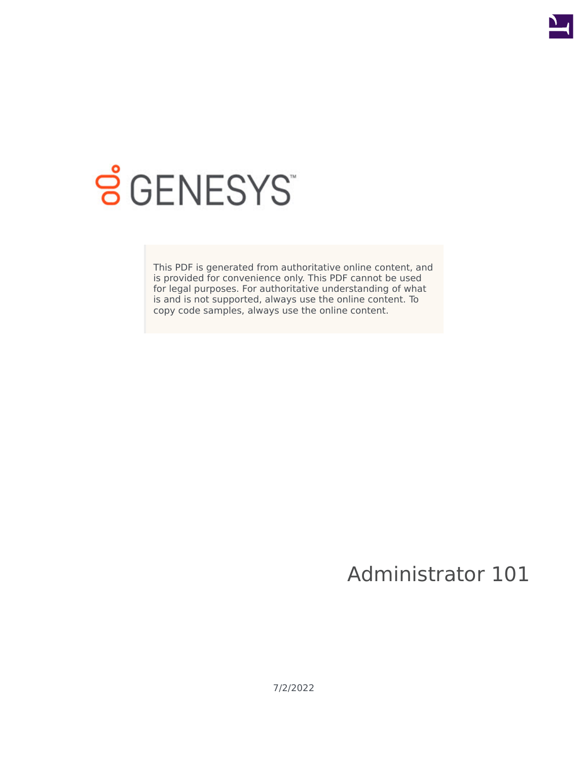GENESYS

This PDF is generated from authoritative online content, and is provided for convenience only. This PDF cannot be used for legal purposes. For authoritative understanding of what is and is not supported, always use the online content. To copy code samples, always use the online content.

# Administrator 101

7/2/2022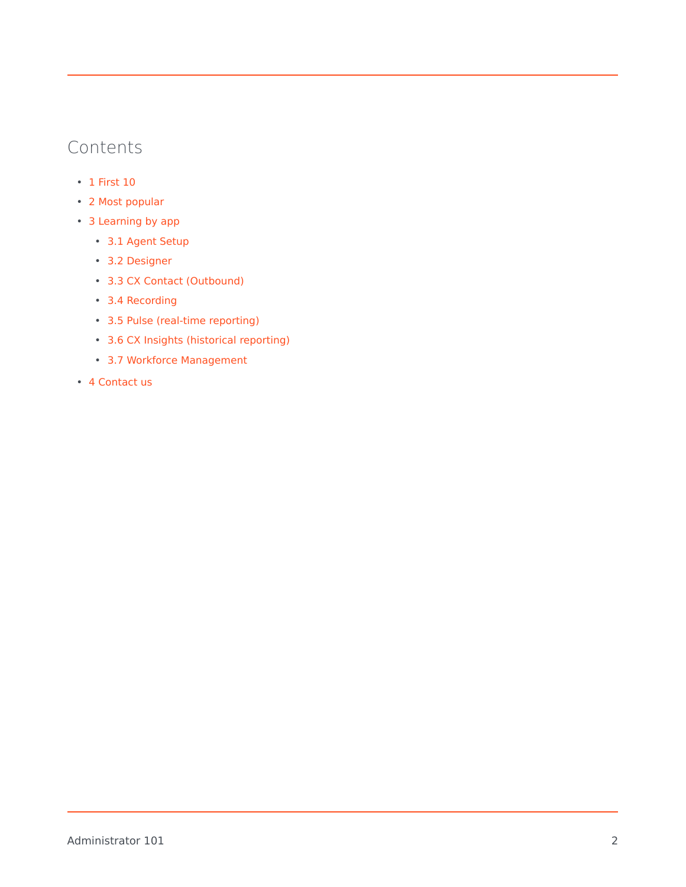## Contents

- 1 First 10
- 2 Most popular
- 3 Learning by app
    - 3.1 Agent Setup
    - 3.2 Designer
    - 3.3 CX Contact (Outbound)
    - 3.4 Recording
    - 3.5 Pulse (real-time reporting)
    - 3.6 CX Insights (historical reporting)
    - 3.7 Workforce Management
- 4 Contact us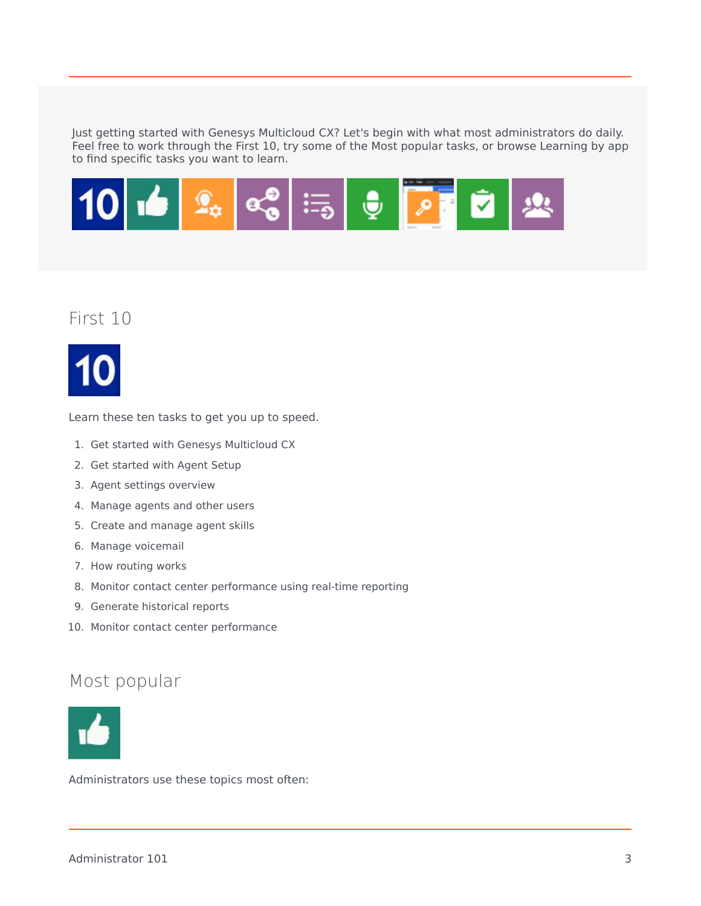Just getting started with Genesys Multicloud CX? Let's begin with what most administrators do daily. Feel free to work through the First 10, try some of the Most popular tasks, or browse Learning by app to find specific tasks you want to learn.

## First 10

Learn these ten tasks to get you up to speed.

1. Get started with Genesys Multicloud CX
2. Get started with Agent Setup
3. Agent settings overview
4. Manage agents and other users
5. Create and manage agent skills
6. Manage voicemail
7. How routing works
8. Monitor contact center performance using real-time reporting
9. Generate historical reports
10. Monitor contact center performance

## Most popular

Administrators use these topics most often: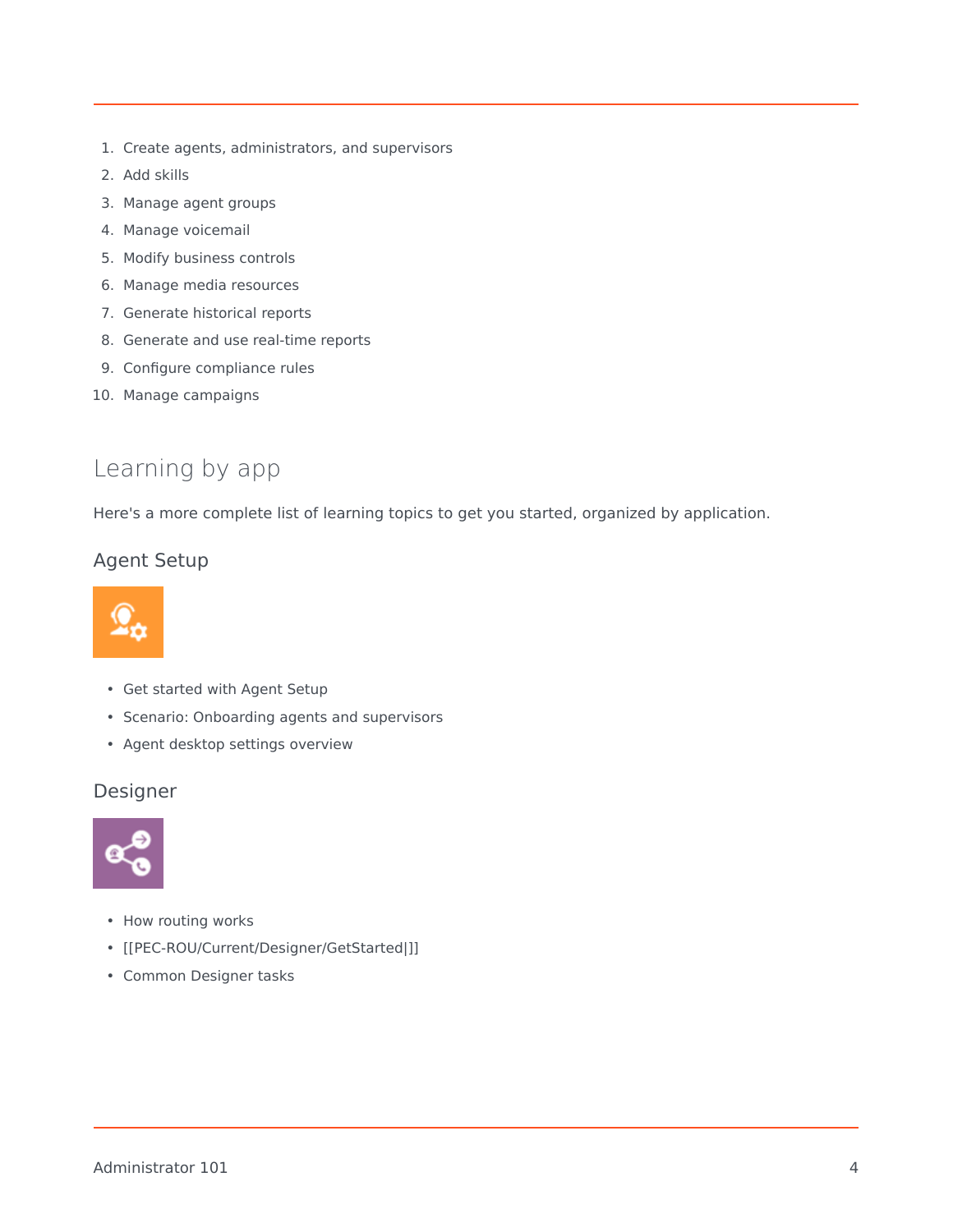1. Create agents, administrators, and supervisors
2. Add skills
3. Manage agent groups
4. Manage voicemail
5. Modify business controls
6. Manage media resources
7. Generate historical reports
8. Generate and use real-time reports
9. Configure compliance rules
10. Manage campaigns

## Learning by app

Here's a more complete list of learning topics to get you started, organized by application.

### Agent Setup

- Get started with Agent Setup
- Scenario: Onboarding agents and supervisors
- Agent desktop settings overview

### Designer

- How routing works
- [[PEC-ROU/Current/Designer/GetStarted|]]
- Common Designer tasks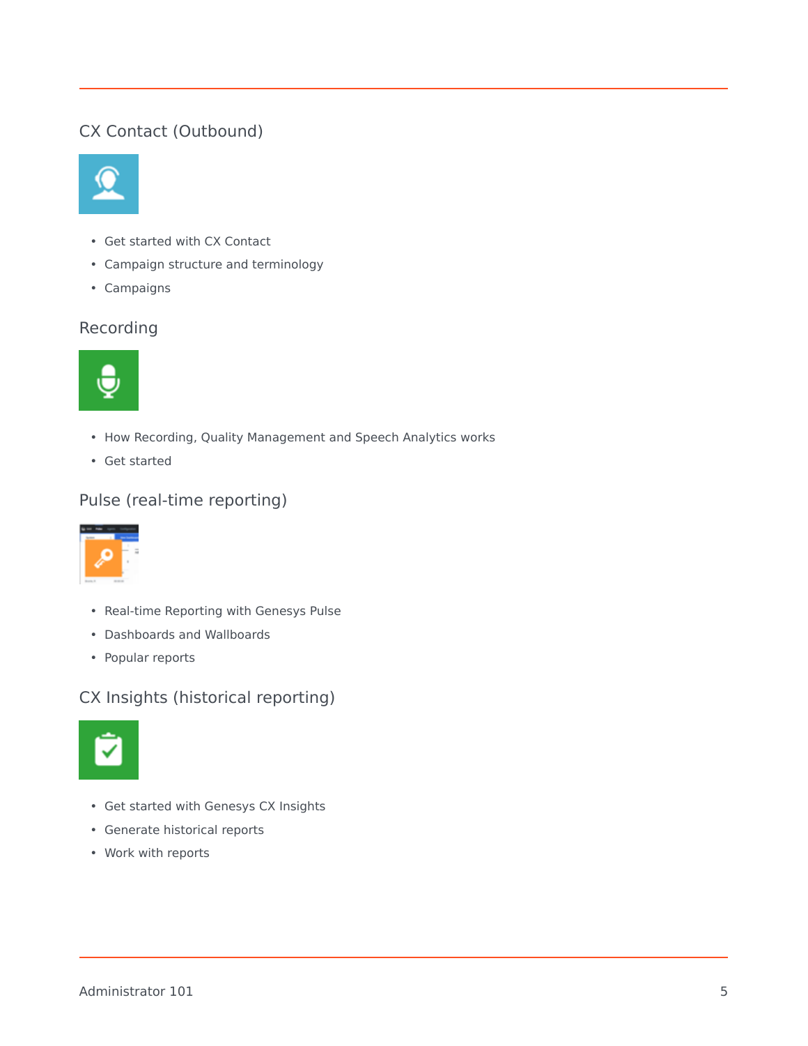## CX Contact (Outbound)

- Get started with CX Contact
- Campaign structure and terminology
- Campaigns

## Recording

- How Recording, Quality Management and Speech Analytics works
- Get started

## Pulse (real-time reporting)

- Real-time Reporting with Genesys Pulse
- Dashboards and Wallboards
- Popular reports

## CX Insights (historical reporting)

- Get started with Genesys CX Insights
- Generate historical reports
- Work with reports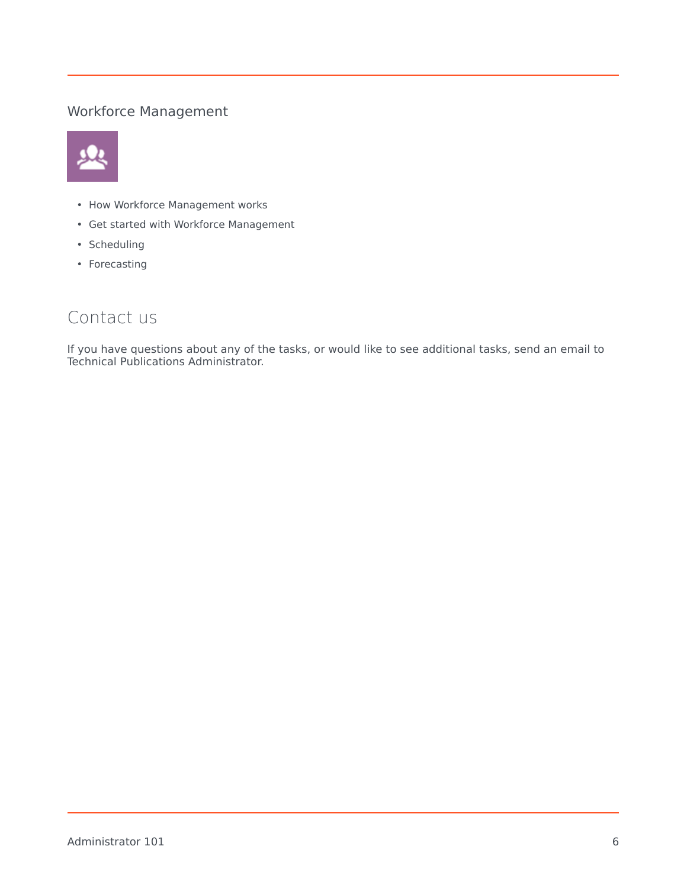### Workforce Management

- How Workforce Management works
- Get started with Workforce Management
- Scheduling
- Forecasting

## Contact us

If you have questions about any of the tasks, or would like to see additional tasks, send an email to Technical Publications Administrator.